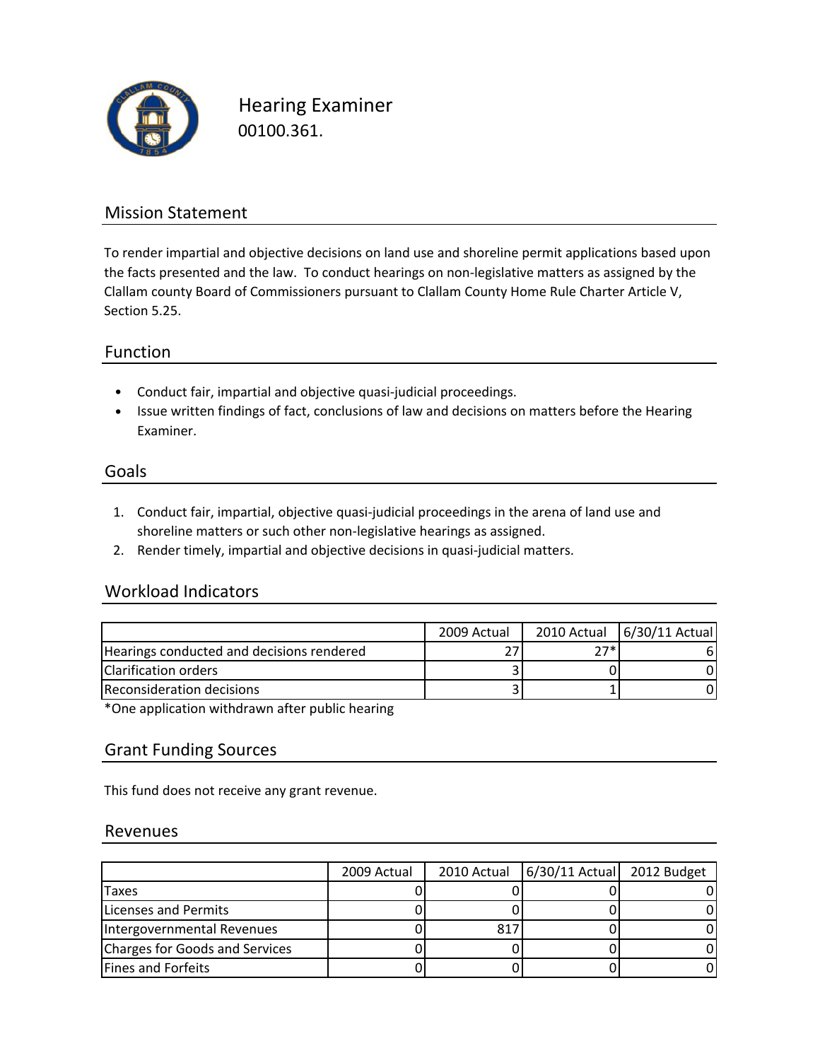# Hearing Examiner

00100.361.

## Mission Statement

To render impartial and objective decisions on land use and shoreline permit applications based upon the facts presented and the law. To conduct hearings on non-legislative matters as assigned by the Clallam county Board of Commissioners pursuant to Clallam County Home Rule Charter Article V, Section 5.25.

## Function

- Conduct fair, impartial and objective quasi-judicial proceedings.
- Issue written findings of fact, conclusions of law and decisions on matters before the Hearing Examiner.

## Goals

1. Conduct fair, impartial, objective quasi-judicial proceedings in the arena of land use and shoreline matters or such other non-legislative hearings as assigned.
2. Render timely, impartial and objective decisions in quasi-judicial matters.

## Workload Indicators

| | 2009 Actual | 2010 Actual | 6/30/11 Actual |
|---|---|---|---|
| Hearings conducted and decisions rendered | 27 | 27* | 6 |
| Clarification orders | 3 | 0 | 0 |
| Reconsideration decisions | 3 | 1 | 0 |

*One application withdrawn after public hearing

## Grant Funding Sources

This fund does not receive any grant revenue.

## Revenues

| | 2009 Actual | 2010 Actual | 6/30/11 Actual | 2012 Budget |
|---|---|---|---|---|
| Taxes | 0 | 0 | 0 | 0 |
| Licenses and Permits | 0 | 0 | 0 | 0 |
| Intergovernmental Revenues | 0 | 817 | 0 | 0 |
| Charges for Goods and Services | 0 | 0 | 0 | 0 |
| Fines and Forfeits | 0 | 0 | 0 | 0 |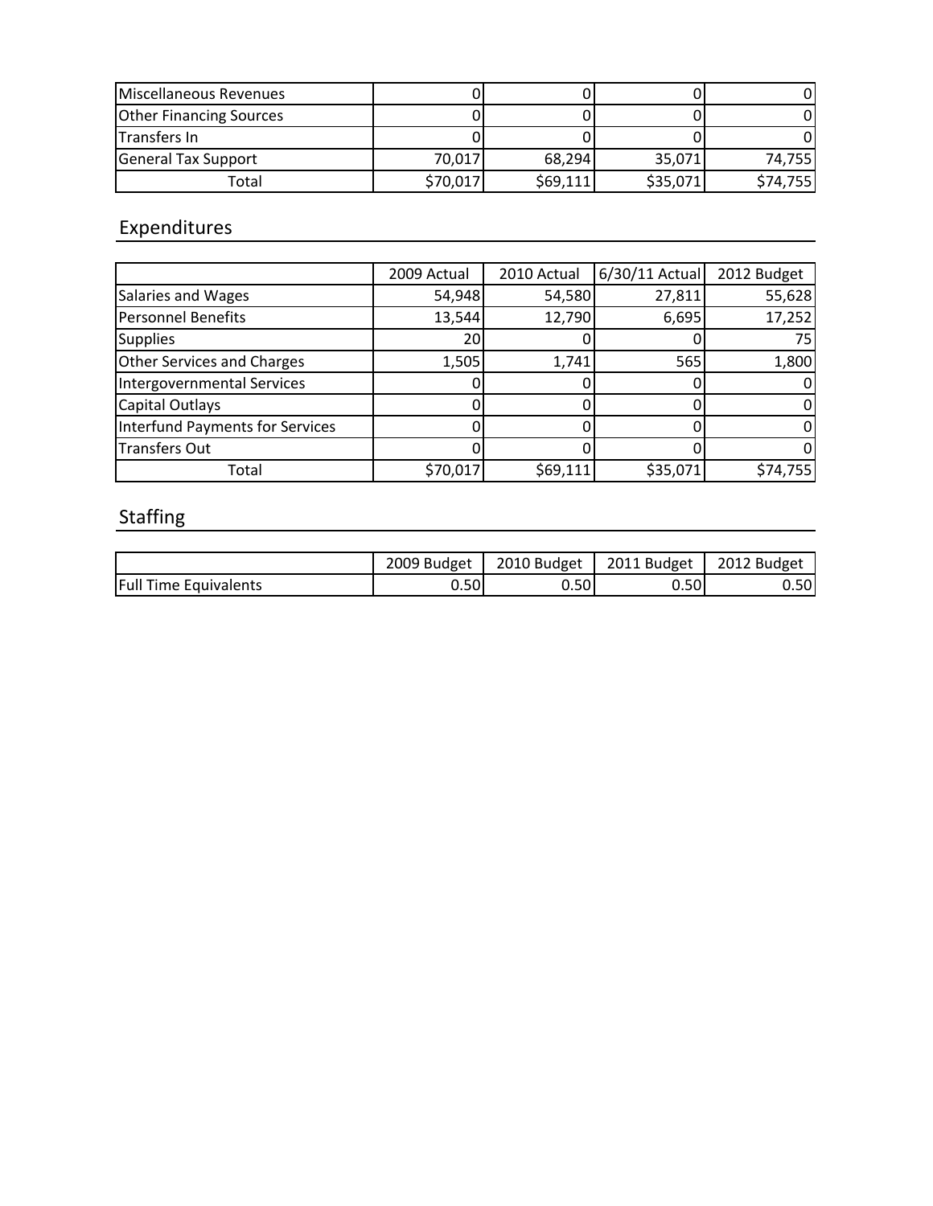| | | | | |
|---|---|---|---|---|
| Miscellaneous Revenues | 0 | 0 | 0 | 0 |
| Other Financing Sources | 0 | 0 | 0 | 0 |
| Transfers In | 0 | 0 | 0 | 0 |
| General Tax Support | 70,017 | 68,294 | 35,071 | 74,755 |
| Total | $70,017 | $69,111 | $35,071 | $74,755 |

## Expenditures

| | 2009 Actual | 2010 Actual | 6/30/11 Actual | 2012 Budget |
|---|---|---|---|---|
| Salaries and Wages | 54,948 | 54,580 | 27,811 | 55,628 |
| Personnel Benefits | 13,544 | 12,790 | 6,695 | 17,252 |
| Supplies | 20 | 0 | 0 | 75 |
| Other Services and Charges | 1,505 | 1,741 | 565 | 1,800 |
| Intergovernmental Services | 0 | 0 | 0 | 0 |
| Capital Outlays | 0 | 0 | 0 | 0 |
| Interfund Payments for Services | 0 | 0 | 0 | 0 |
| Transfers Out | 0 | 0 | 0 | 0 |
| Total | $70,017 | $69,111 | $35,071 | $74,755 |

## Staffing

| | 2009 Budget | 2010 Budget | 2011 Budget | 2012 Budget |
|---|---|---|---|---|
| Full Time Equivalents | 0.50 | 0.50 | 0.50 | 0.50 |